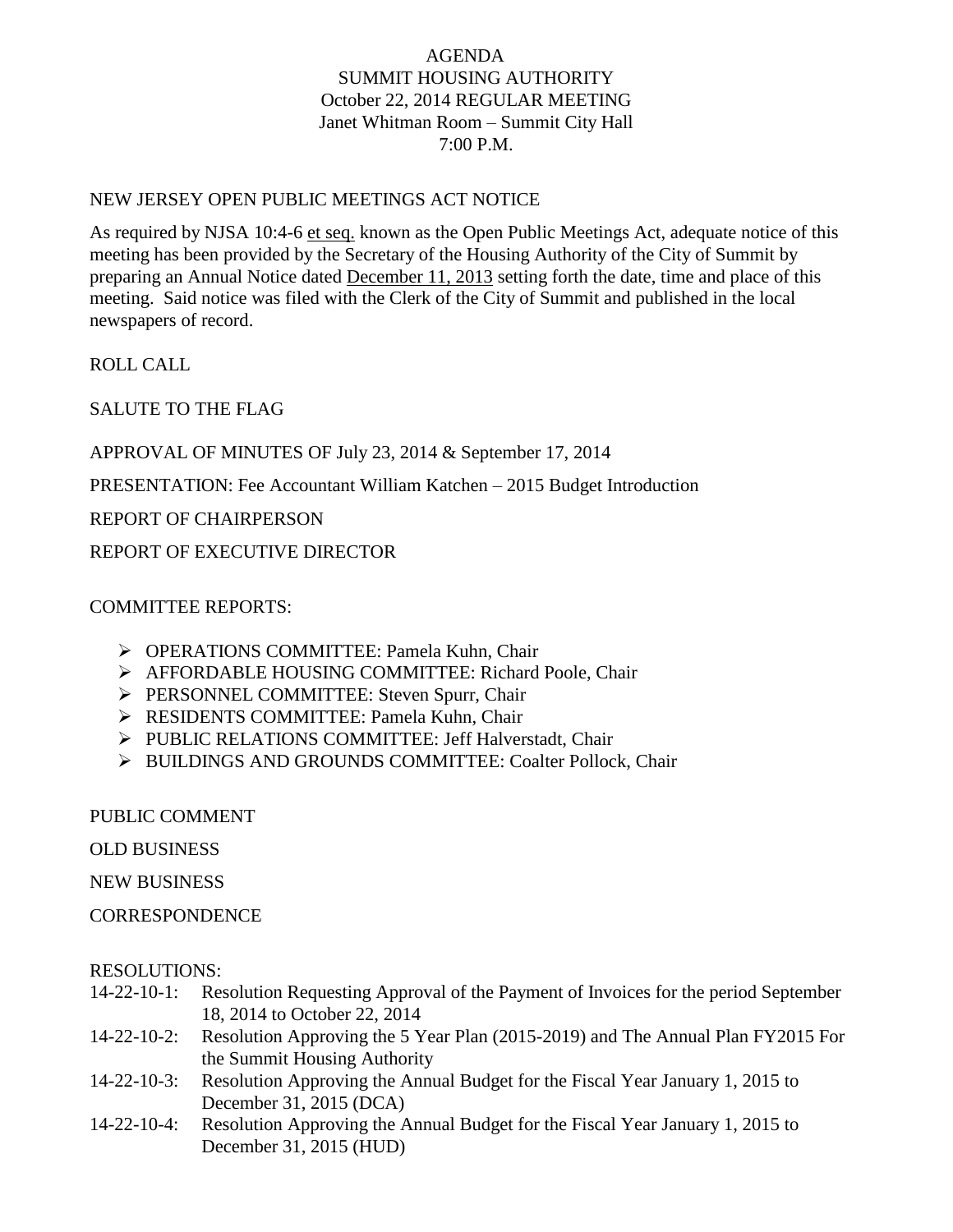# AGENDA
## SUMMIT HOUSING AUTHORITY
### October 22, 2014 REGULAR MEETING
### Janet Whitman Room – Summit City Hall
### 7:00 P.M.

NEW JERSEY OPEN PUBLIC MEETINGS ACT NOTICE

As required by NJSA 10:4-6 et seq. known as the Open Public Meetings Act, adequate notice of this meeting has been provided by the Secretary of the Housing Authority of the City of Summit by preparing an Annual Notice dated December 11, 2013 setting forth the date, time and place of this meeting. Said notice was filed with the Clerk of the City of Summit and published in the local newspapers of record.

ROLL CALL

SALUTE TO THE FLAG

APPROVAL OF MINUTES OF July 23, 2014 & September 17, 2014

PRESENTATION: Fee Accountant William Katchen – 2015 Budget Introduction

REPORT OF CHAIRPERSON

REPORT OF EXECUTIVE DIRECTOR

COMMITTEE REPORTS:

- OPERATIONS COMMITTEE: Pamela Kuhn, Chair
- AFFORDABLE HOUSING COMMITTEE: Richard Poole, Chair
- PERSONNEL COMMITTEE: Steven Spurr, Chair
- RESIDENTS COMMITTEE: Pamela Kuhn, Chair
- PUBLIC RELATIONS COMMITTEE: Jeff Halverstadt, Chair
- BUILDINGS AND GROUNDS COMMITTEE: Coalter Pollock, Chair

PUBLIC COMMENT

OLD BUSINESS

NEW BUSINESS

CORRESPONDENCE

RESOLUTIONS:

14-22-10-1: Resolution Requesting Approval of the Payment of Invoices for the period September 18, 2014 to October 22, 2014

14-22-10-2: Resolution Approving the 5 Year Plan (2015-2019) and The Annual Plan FY2015 For the Summit Housing Authority

14-22-10-3: Resolution Approving the Annual Budget for the Fiscal Year January 1, 2015 to December 31, 2015 (DCA)

14-22-10-4: Resolution Approving the Annual Budget for the Fiscal Year January 1, 2015 to December 31, 2015 (HUD)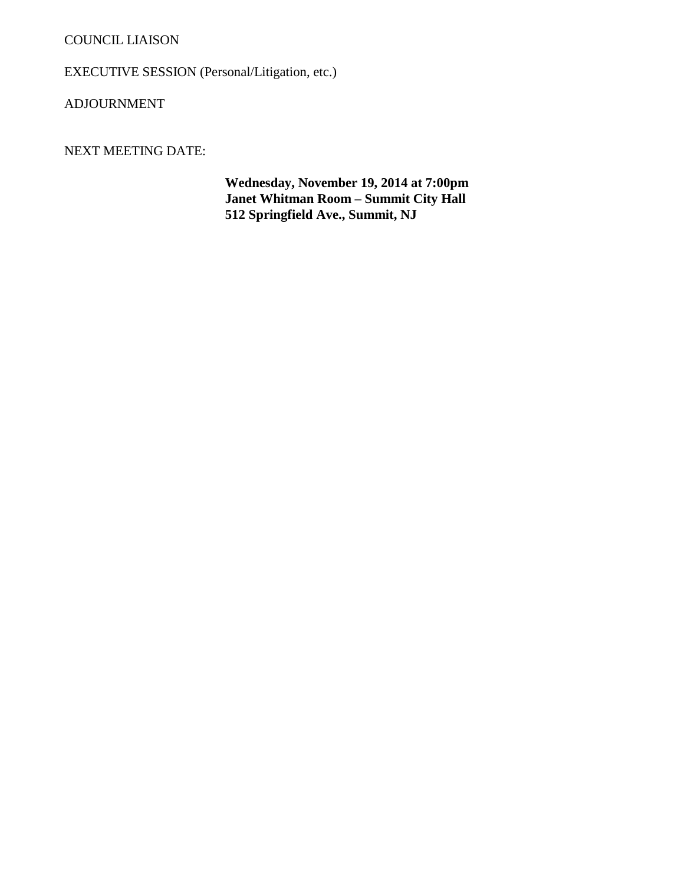COUNCIL LIAISON

EXECUTIVE SESSION (Personal/Litigation, etc.)

ADJOURNMENT

NEXT MEETING DATE:

**Wednesday, November 19, 2014 at 7:00pm**
**Janet Whitman Room – Summit City Hall**
**512 Springfield Ave., Summit, NJ**